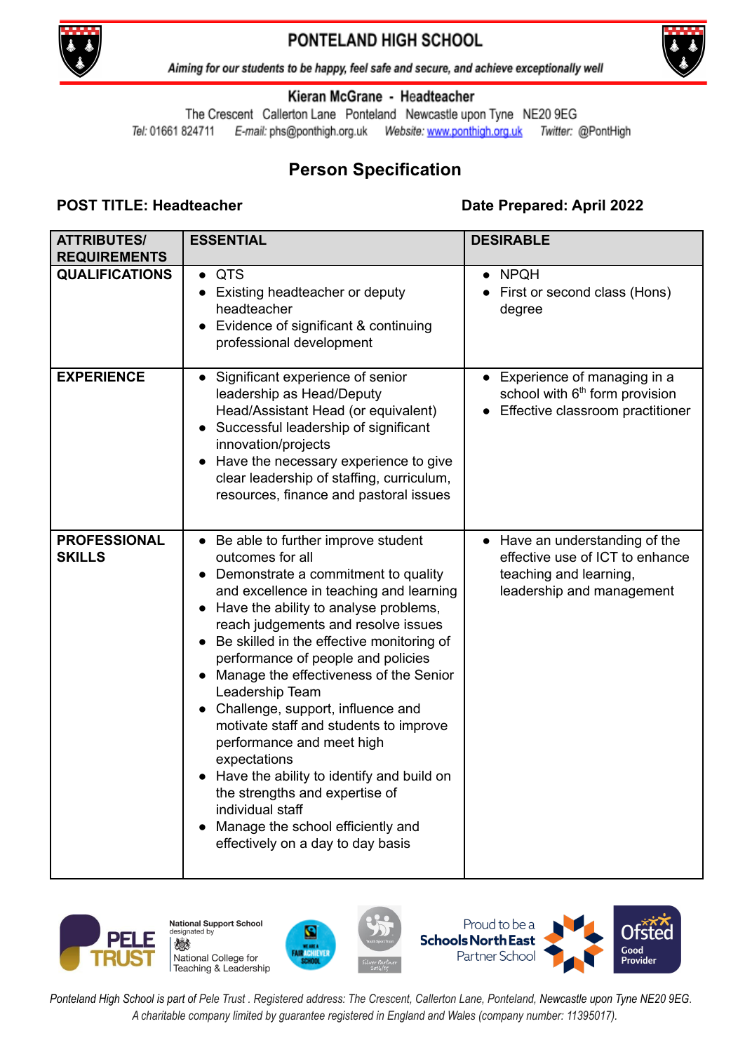# PONTELAND HIGH SCHOOL

*Aiming for our students to be happy, feel safe and secure, and achieve exceptionally well*

**Kieran McGrane - Headteacher**

The Crescent Callerton Lane Ponteland Newcastle upon Tyne NE20 9EG

*Tel:* 01661 824711 *E-mail:* phs@ponthigh.org.uk *Website:* www.ponthigh.org.uk *Twitter:* @PontHigh

## Person Specification

**POST TITLE: Headteacher** **Date Prepared: April 2022**

| ATTRIBUTES/ REQUIREMENTS | ESSENTIAL | DESIRABLE |
|---|---|---|
| **QUALIFICATIONS** | • QTS<br>• Existing headteacher or deputy headteacher<br>• Evidence of significant & continuing professional development | • NPQH<br>• First or second class (Hons) degree |
| **EXPERIENCE** | • Significant experience of senior leadership as Head/Deputy Head/Assistant Head (or equivalent)<br>• Successful leadership of significant innovation/projects<br>• Have the necessary experience to give clear leadership of staffing, curriculum, resources, finance and pastoral issues | • Experience of managing in a school with 6th form provision<br>• Effective classroom practitioner |
| **PROFESSIONAL SKILLS** | • Be able to further improve student outcomes for all<br>• Demonstrate a commitment to quality and excellence in teaching and learning<br>• Have the ability to analyse problems, reach judgements and resolve issues<br>• Be skilled in the effective monitoring of performance of people and policies<br>• Manage the effectiveness of the Senior Leadership Team<br>• Challenge, support, influence and motivate staff and students to improve performance and meet high expectations<br>• Have the ability to identify and build on the strengths and expertise of individual staff<br>• Manage the school efficiently and effectively on a day to day basis | • Have an understanding of the effective use of ICT to enhance teaching and learning, leadership and management |

*Ponteland High School is part of Pele Trust . Registered address: The Crescent, Callerton Lane, Ponteland, Newcastle upon Tyne NE20 9EG. A charitable company limited by guarantee registered in England and Wales (company number: 11395017).*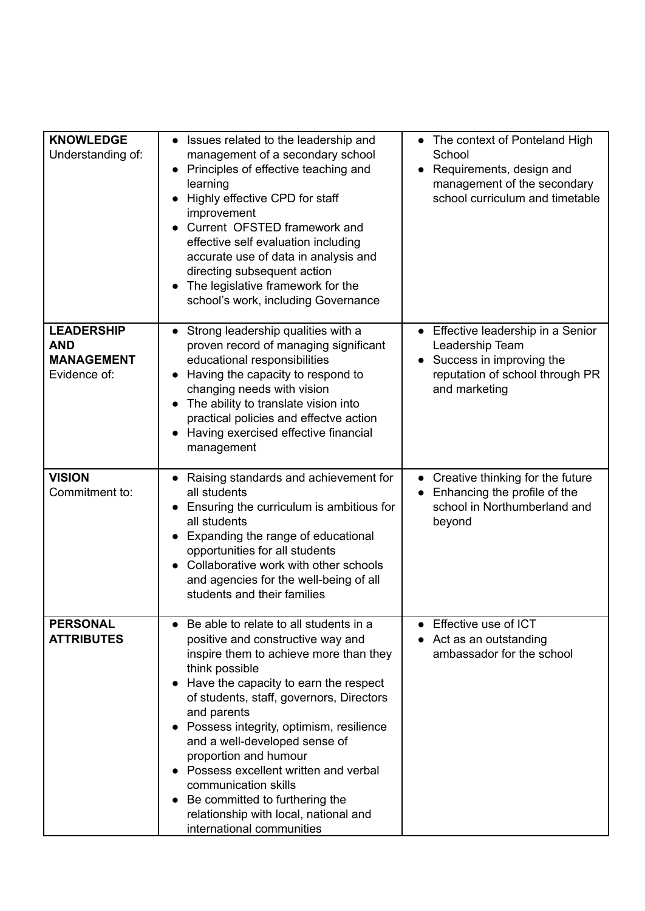| | | |
|---|---|---|
| **KNOWLEDGE**<br>Understanding of: | • Issues related to the leadership and management of a secondary school<br>• Principles of effective teaching and learning<br>• Highly effective CPD for staff improvement<br>• Current OFSTED framework and effective self evaluation including accurate use of data in analysis and directing subsequent action<br>• The legislative framework for the school's work, including Governance | • The context of Ponteland High School<br>• Requirements, design and management of the secondary school curriculum and timetable |
| **LEADERSHIP AND MANAGEMENT**<br>Evidence of: | • Strong leadership qualities with a proven record of managing significant educational responsibilities<br>• Having the capacity to respond to changing needs with vision<br>• The ability to translate vision into practical policies and effectve action<br>• Having exercised effective financial management | • Effective leadership in a Senior Leadership Team<br>• Success in improving the reputation of school through PR and marketing |
| **VISION**<br>Commitment to: | • Raising standards and achievement for all students<br>• Ensuring the curriculum is ambitious for all students<br>• Expanding the range of educational opportunities for all students<br>• Collaborative work with other schools and agencies for the well-being of all students and their families | • Creative thinking for the future<br>• Enhancing the profile of the school in Northumberland and beyond |
| **PERSONAL ATTRIBUTES** | • Be able to relate to all students in a positive and constructive way and inspire them to achieve more than they think possible<br>• Have the capacity to earn the respect of students, staff, governors, Directors and parents<br>• Possess integrity, optimism, resilience and a well-developed sense of proportion and humour<br>• Possess excellent written and verbal communication skills<br>• Be committed to furthering the relationship with local, national and international communities | • Effective use of ICT<br>• Act as an outstanding ambassador for the school |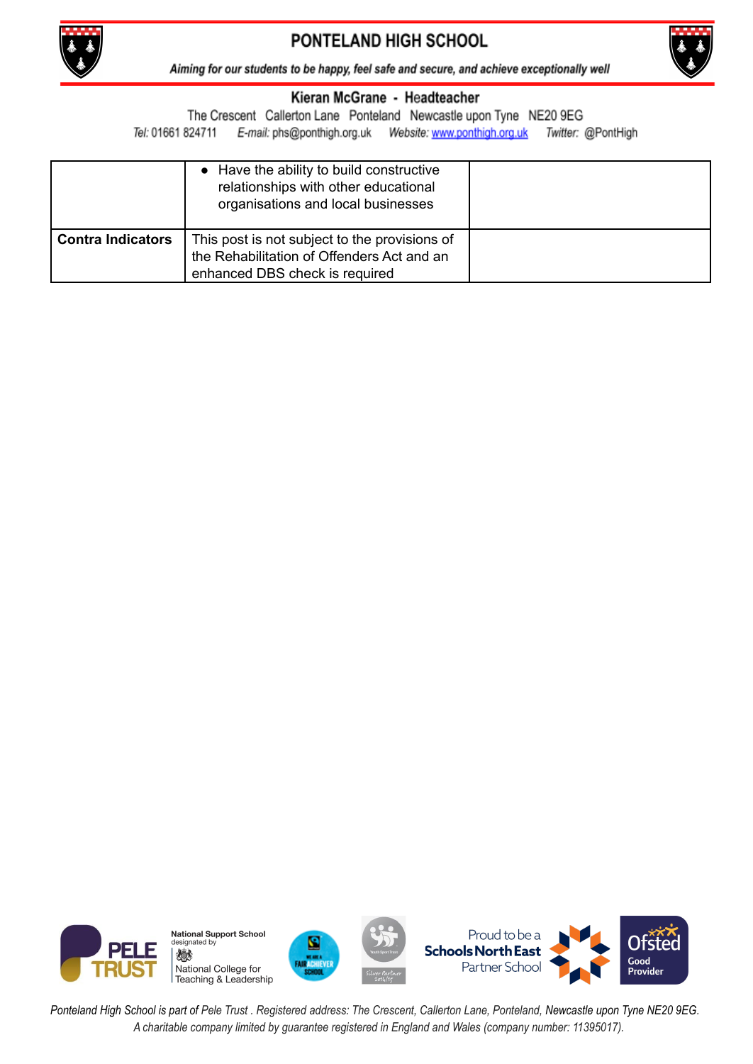| | | |
|---|---|---|
| | • Have the ability to build constructive relationships with other educational organisations and local businesses | |
| **Contra Indicators** | This post is not subject to the provisions of the Rehabilitation of Offenders Act and an enhanced DBS check is required | |